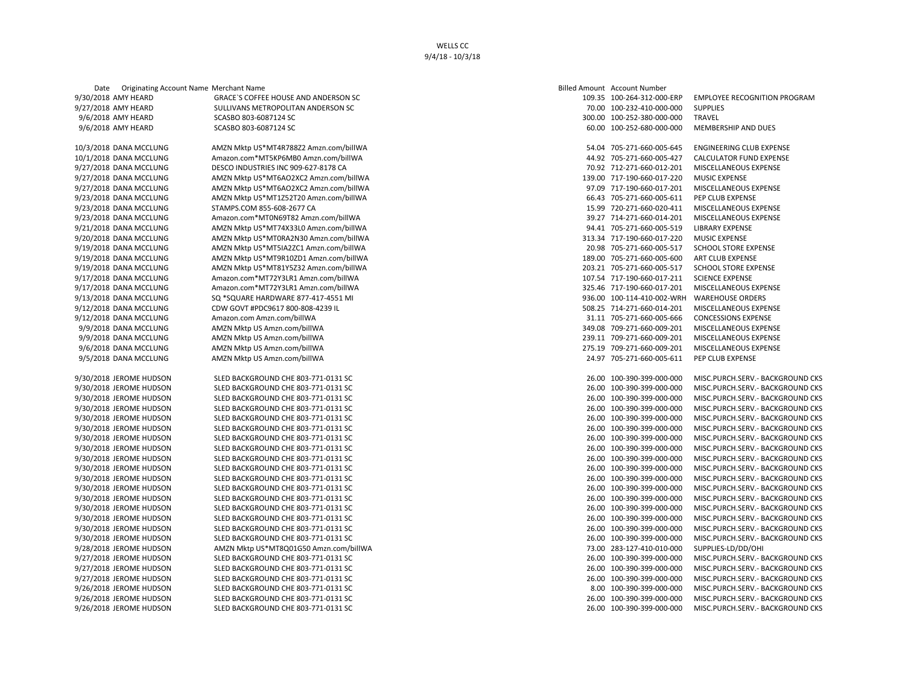WELLS CC
9/4/18 - 10/3/18

| Date | Originating Account Name | Merchant Name | Billed Amount | Account Number | |
|---|---|---|---|---|---|
| 9/30/2018 | AMY HEARD | GRACE`S COFFEE HOUSE AND ANDERSON SC | 109.35 | 100-264-312-000-ERP | EMPLOYEE RECOGNITION PROGRAM |
| 9/27/2018 | AMY HEARD | SULLIVANS METROPOLITAN ANDERSON SC | 70.00 | 100-232-410-000-000 | SUPPLIES |
| 9/6/2018 | AMY HEARD | SCASBO 803-6087124 SC | 300.00 | 100-252-380-000-000 | TRAVEL |
| 9/6/2018 | AMY HEARD | SCASBO 803-6087124 SC | 60.00 | 100-252-680-000-000 | MEMBERSHIP AND DUES |
| | | | | | |
| 10/3/2018 | DANA MCCLUNG | AMZN Mktp US*MT4R788Z2 Amzn.com/billWA | 54.04 | 705-271-660-005-645 | ENGINEERING CLUB EXPENSE |
| 10/1/2018 | DANA MCCLUNG | Amazon.com*MT5KP6MB0 Amzn.com/billWA | 44.92 | 705-271-660-005-427 | CALCULATOR FUND EXPENSE |
| 9/27/2018 | DANA MCCLUNG | DESCO INDUSTRIES INC 909-627-8178 CA | 70.92 | 712-271-660-012-201 | MISCELLANEOUS EXPENSE |
| 9/27/2018 | DANA MCCLUNG | AMZN Mktp US*MT6AO2XC2 Amzn.com/billWA | 139.00 | 717-190-660-017-220 | MUSIC EXPENSE |
| 9/27/2018 | DANA MCCLUNG | AMZN Mktp US*MT6AO2XC2 Amzn.com/billWA | 97.09 | 717-190-660-017-201 | MISCELLANEOUS EXPENSE |
| 9/23/2018 | DANA MCCLUNG | AMZN Mktp US*MT1Z52T20 Amzn.com/billWA | 66.43 | 705-271-660-005-611 | PEP CLUB EXPENSE |
| 9/23/2018 | DANA MCCLUNG | STAMPS.COM 855-608-2677 CA | 15.99 | 720-271-660-020-411 | MISCELLANEOUS EXPENSE |
| 9/23/2018 | DANA MCCLUNG | Amazon.com*MT0N69T82 Amzn.com/billWA | 39.27 | 714-271-660-014-201 | MISCELLANEOUS EXPENSE |
| 9/21/2018 | DANA MCCLUNG | AMZN Mktp US*MT74X33L0 Amzn.com/billWA | 94.41 | 705-271-660-005-519 | LIBRARY EXPENSE |
| 9/20/2018 | DANA MCCLUNG | AMZN Mktp US*MT0RA2N30 Amzn.com/billWA | 313.34 | 717-190-660-017-220 | MUSIC EXPENSE |
| 9/19/2018 | DANA MCCLUNG | AMZN Mktp US*MT5IA2ZC1 Amzn.com/billWA | 20.98 | 705-271-660-005-517 | SCHOOL STORE EXPENSE |
| 9/19/2018 | DANA MCCLUNG | AMZN Mktp US*MT9R10ZD1 Amzn.com/billWA | 189.00 | 705-271-660-005-600 | ART CLUB EXPENSE |
| 9/19/2018 | DANA MCCLUNG | AMZN Mktp US*MT81Y5Z32 Amzn.com/billWA | 203.21 | 705-271-660-005-517 | SCHOOL STORE EXPENSE |
| 9/17/2018 | DANA MCCLUNG | Amazon.com*MT72Y3LR1 Amzn.com/billWA | 107.54 | 717-190-660-017-211 | SCIENCE EXPENSE |
| 9/17/2018 | DANA MCCLUNG | Amazon.com*MT72Y3LR1 Amzn.com/billWA | 325.46 | 717-190-660-017-201 | MISCELLANEOUS EXPENSE |
| 9/13/2018 | DANA MCCLUNG | SQ *SQUARE HARDWARE 877-417-4551 MI | 936.00 | 100-114-410-002-WRH | WAREHOUSE ORDERS |
| 9/12/2018 | DANA MCCLUNG | CDW GOVT #PDC9617 800-808-4239 IL | 508.25 | 714-271-660-014-201 | MISCELLANEOUS EXPENSE |
| 9/12/2018 | DANA MCCLUNG | Amazon.com Amzn.com/billWA | 31.11 | 705-271-660-005-666 | CONCESSIONS EXPENSE |
| 9/9/2018 | DANA MCCLUNG | AMZN Mktp US Amzn.com/billWA | 349.08 | 709-271-660-009-201 | MISCELLANEOUS EXPENSE |
| 9/9/2018 | DANA MCCLUNG | AMZN Mktp US Amzn.com/billWA | 239.11 | 709-271-660-009-201 | MISCELLANEOUS EXPENSE |
| 9/6/2018 | DANA MCCLUNG | AMZN Mktp US Amzn.com/billWA | 275.19 | 709-271-660-009-201 | MISCELLANEOUS EXPENSE |
| 9/5/2018 | DANA MCCLUNG | AMZN Mktp US Amzn.com/billWA | 24.97 | 705-271-660-005-611 | PEP CLUB EXPENSE |
| | | | | | |
| 9/30/2018 | JEROME HUDSON | SLED BACKGROUND CHE 803-771-0131 SC | 26.00 | 100-390-399-000-000 | MISC.PURCH.SERV.- BACKGROUND CKS |
| 9/30/2018 | JEROME HUDSON | SLED BACKGROUND CHE 803-771-0131 SC | 26.00 | 100-390-399-000-000 | MISC.PURCH.SERV.- BACKGROUND CKS |
| 9/30/2018 | JEROME HUDSON | SLED BACKGROUND CHE 803-771-0131 SC | 26.00 | 100-390-399-000-000 | MISC.PURCH.SERV.- BACKGROUND CKS |
| 9/30/2018 | JEROME HUDSON | SLED BACKGROUND CHE 803-771-0131 SC | 26.00 | 100-390-399-000-000 | MISC.PURCH.SERV.- BACKGROUND CKS |
| 9/30/2018 | JEROME HUDSON | SLED BACKGROUND CHE 803-771-0131 SC | 26.00 | 100-390-399-000-000 | MISC.PURCH.SERV.- BACKGROUND CKS |
| 9/30/2018 | JEROME HUDSON | SLED BACKGROUND CHE 803-771-0131 SC | 26.00 | 100-390-399-000-000 | MISC.PURCH.SERV.- BACKGROUND CKS |
| 9/30/2018 | JEROME HUDSON | SLED BACKGROUND CHE 803-771-0131 SC | 26.00 | 100-390-399-000-000 | MISC.PURCH.SERV.- BACKGROUND CKS |
| 9/30/2018 | JEROME HUDSON | SLED BACKGROUND CHE 803-771-0131 SC | 26.00 | 100-390-399-000-000 | MISC.PURCH.SERV.- BACKGROUND CKS |
| 9/30/2018 | JEROME HUDSON | SLED BACKGROUND CHE 803-771-0131 SC | 26.00 | 100-390-399-000-000 | MISC.PURCH.SERV.- BACKGROUND CKS |
| 9/30/2018 | JEROME HUDSON | SLED BACKGROUND CHE 803-771-0131 SC | 26.00 | 100-390-399-000-000 | MISC.PURCH.SERV.- BACKGROUND CKS |
| 9/30/2018 | JEROME HUDSON | SLED BACKGROUND CHE 803-771-0131 SC | 26.00 | 100-390-399-000-000 | MISC.PURCH.SERV.- BACKGROUND CKS |
| 9/30/2018 | JEROME HUDSON | SLED BACKGROUND CHE 803-771-0131 SC | 26.00 | 100-390-399-000-000 | MISC.PURCH.SERV.- BACKGROUND CKS |
| 9/30/2018 | JEROME HUDSON | SLED BACKGROUND CHE 803-771-0131 SC | 26.00 | 100-390-399-000-000 | MISC.PURCH.SERV.- BACKGROUND CKS |
| 9/30/2018 | JEROME HUDSON | SLED BACKGROUND CHE 803-771-0131 SC | 26.00 | 100-390-399-000-000 | MISC.PURCH.SERV.- BACKGROUND CKS |
| 9/30/2018 | JEROME HUDSON | SLED BACKGROUND CHE 803-771-0131 SC | 26.00 | 100-390-399-000-000 | MISC.PURCH.SERV.- BACKGROUND CKS |
| 9/30/2018 | JEROME HUDSON | SLED BACKGROUND CHE 803-771-0131 SC | 26.00 | 100-390-399-000-000 | MISC.PURCH.SERV.- BACKGROUND CKS |
| 9/28/2018 | JEROME HUDSON | AMZN Mktp US*MT8Q01G50 Amzn.com/billWA | 73.00 | 283-127-410-010-000 | SUPPLIES-LD/DD/OHI |
| 9/27/2018 | JEROME HUDSON | SLED BACKGROUND CHE 803-771-0131 SC | 26.00 | 100-390-399-000-000 | MISC.PURCH.SERV.- BACKGROUND CKS |
| 9/27/2018 | JEROME HUDSON | SLED BACKGROUND CHE 803-771-0131 SC | 26.00 | 100-390-399-000-000 | MISC.PURCH.SERV.- BACKGROUND CKS |
| 9/27/2018 | JEROME HUDSON | SLED BACKGROUND CHE 803-771-0131 SC | 26.00 | 100-390-399-000-000 | MISC.PURCH.SERV.- BACKGROUND CKS |
| 9/26/2018 | JEROME HUDSON | SLED BACKGROUND CHE 803-771-0131 SC | 8.00 | 100-390-399-000-000 | MISC.PURCH.SERV.- BACKGROUND CKS |
| 9/26/2018 | JEROME HUDSON | SLED BACKGROUND CHE 803-771-0131 SC | 26.00 | 100-390-399-000-000 | MISC.PURCH.SERV.- BACKGROUND CKS |
| 9/26/2018 | JEROME HUDSON | SLED BACKGROUND CHE 803-771-0131 SC | 26.00 | 100-390-399-000-000 | MISC.PURCH.SERV.- BACKGROUND CKS |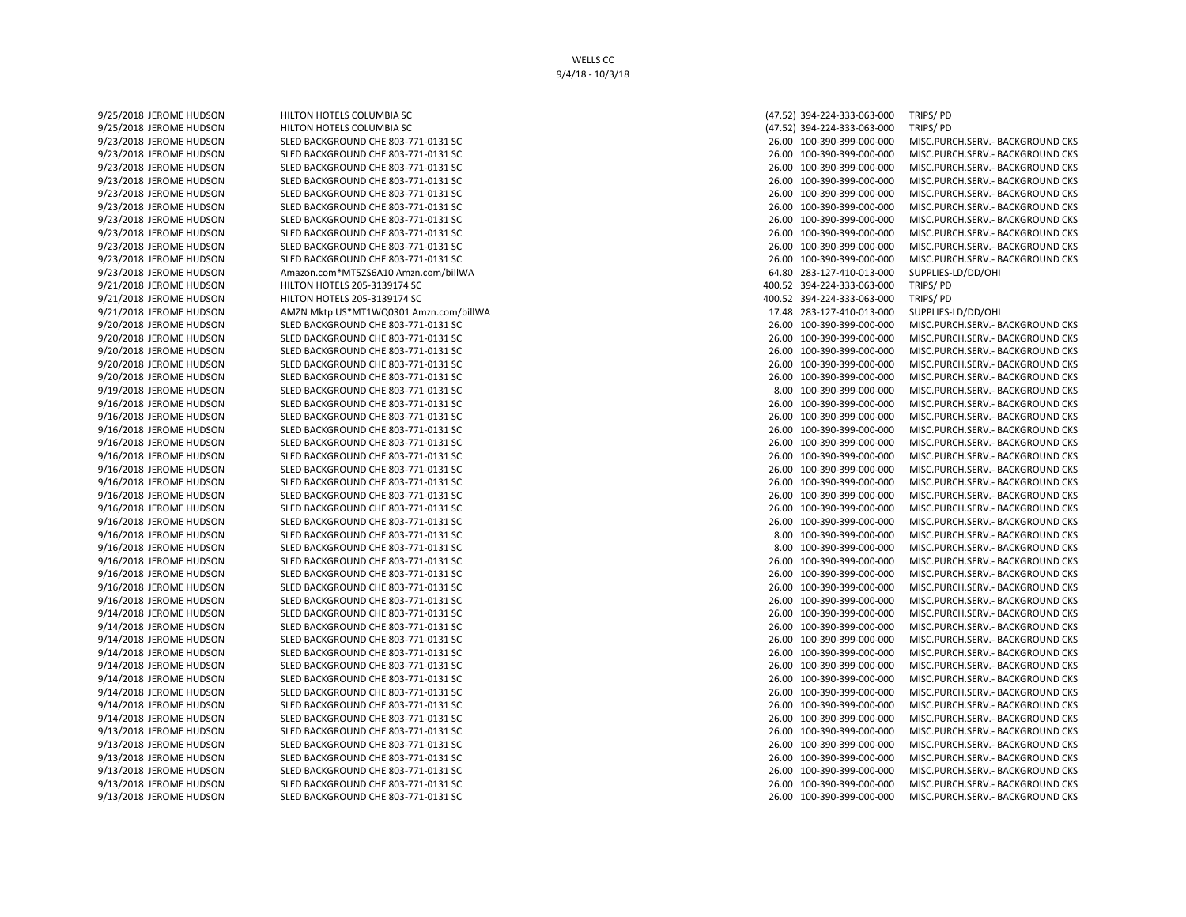WELLS CC
9/4/18 - 10/3/18

| Date | Name | Description | Amount | Account | Category |
|---|---|---|---|---|---|
| 9/25/2018 | JEROME HUDSON | HILTON HOTELS COLUMBIA SC | (47.52) | 394-224-333-063-000 | TRIPS/ PD |
| 9/25/2018 | JEROME HUDSON | HILTON HOTELS COLUMBIA SC | (47.52) | 394-224-333-063-000 | TRIPS/ PD |
| 9/23/2018 | JEROME HUDSON | SLED BACKGROUND CHE 803-771-0131 SC | 26.00 | 100-390-399-000-000 | MISC.PURCH.SERV.- BACKGROUND CKS |
| 9/23/2018 | JEROME HUDSON | SLED BACKGROUND CHE 803-771-0131 SC | 26.00 | 100-390-399-000-000 | MISC.PURCH.SERV.- BACKGROUND CKS |
| 9/23/2018 | JEROME HUDSON | SLED BACKGROUND CHE 803-771-0131 SC | 26.00 | 100-390-399-000-000 | MISC.PURCH.SERV.- BACKGROUND CKS |
| 9/23/2018 | JEROME HUDSON | SLED BACKGROUND CHE 803-771-0131 SC | 26.00 | 100-390-399-000-000 | MISC.PURCH.SERV.- BACKGROUND CKS |
| 9/23/2018 | JEROME HUDSON | SLED BACKGROUND CHE 803-771-0131 SC | 26.00 | 100-390-399-000-000 | MISC.PURCH.SERV.- BACKGROUND CKS |
| 9/23/2018 | JEROME HUDSON | SLED BACKGROUND CHE 803-771-0131 SC | 26.00 | 100-390-399-000-000 | MISC.PURCH.SERV.- BACKGROUND CKS |
| 9/23/2018 | JEROME HUDSON | SLED BACKGROUND CHE 803-771-0131 SC | 26.00 | 100-390-399-000-000 | MISC.PURCH.SERV.- BACKGROUND CKS |
| 9/23/2018 | JEROME HUDSON | SLED BACKGROUND CHE 803-771-0131 SC | 26.00 | 100-390-399-000-000 | MISC.PURCH.SERV.- BACKGROUND CKS |
| 9/23/2018 | JEROME HUDSON | SLED BACKGROUND CHE 803-771-0131 SC | 26.00 | 100-390-399-000-000 | MISC.PURCH.SERV.- BACKGROUND CKS |
| 9/23/2018 | JEROME HUDSON | SLED BACKGROUND CHE 803-771-0131 SC | 26.00 | 100-390-399-000-000 | MISC.PURCH.SERV.- BACKGROUND CKS |
| 9/23/2018 | JEROME HUDSON | Amazon.com*MT5ZS6A10 Amzn.com/billWA | 64.80 | 283-127-410-013-000 | SUPPLIES-LD/DD/OHI |
| 9/21/2018 | JEROME HUDSON | HILTON HOTELS 205-3139174 SC | 400.52 | 394-224-333-063-000 | TRIPS/ PD |
| 9/21/2018 | JEROME HUDSON | HILTON HOTELS 205-3139174 SC | 400.52 | 394-224-333-063-000 | TRIPS/ PD |
| 9/21/2018 | JEROME HUDSON | AMZN Mktp US*MT1WQ0301 Amzn.com/billWA | 17.48 | 283-127-410-013-000 | SUPPLIES-LD/DD/OHI |
| 9/20/2018 | JEROME HUDSON | SLED BACKGROUND CHE 803-771-0131 SC | 26.00 | 100-390-399-000-000 | MISC.PURCH.SERV.- BACKGROUND CKS |
| 9/20/2018 | JEROME HUDSON | SLED BACKGROUND CHE 803-771-0131 SC | 26.00 | 100-390-399-000-000 | MISC.PURCH.SERV.- BACKGROUND CKS |
| 9/20/2018 | JEROME HUDSON | SLED BACKGROUND CHE 803-771-0131 SC | 26.00 | 100-390-399-000-000 | MISC.PURCH.SERV.- BACKGROUND CKS |
| 9/20/2018 | JEROME HUDSON | SLED BACKGROUND CHE 803-771-0131 SC | 26.00 | 100-390-399-000-000 | MISC.PURCH.SERV.- BACKGROUND CKS |
| 9/20/2018 | JEROME HUDSON | SLED BACKGROUND CHE 803-771-0131 SC | 26.00 | 100-390-399-000-000 | MISC.PURCH.SERV.- BACKGROUND CKS |
| 9/19/2018 | JEROME HUDSON | SLED BACKGROUND CHE 803-771-0131 SC | 8.00 | 100-390-399-000-000 | MISC.PURCH.SERV.- BACKGROUND CKS |
| 9/16/2018 | JEROME HUDSON | SLED BACKGROUND CHE 803-771-0131 SC | 26.00 | 100-390-399-000-000 | MISC.PURCH.SERV.- BACKGROUND CKS |
| 9/16/2018 | JEROME HUDSON | SLED BACKGROUND CHE 803-771-0131 SC | 26.00 | 100-390-399-000-000 | MISC.PURCH.SERV.- BACKGROUND CKS |
| 9/16/2018 | JEROME HUDSON | SLED BACKGROUND CHE 803-771-0131 SC | 26.00 | 100-390-399-000-000 | MISC.PURCH.SERV.- BACKGROUND CKS |
| 9/16/2018 | JEROME HUDSON | SLED BACKGROUND CHE 803-771-0131 SC | 26.00 | 100-390-399-000-000 | MISC.PURCH.SERV.- BACKGROUND CKS |
| 9/16/2018 | JEROME HUDSON | SLED BACKGROUND CHE 803-771-0131 SC | 26.00 | 100-390-399-000-000 | MISC.PURCH.SERV.- BACKGROUND CKS |
| 9/16/2018 | JEROME HUDSON | SLED BACKGROUND CHE 803-771-0131 SC | 26.00 | 100-390-399-000-000 | MISC.PURCH.SERV.- BACKGROUND CKS |
| 9/16/2018 | JEROME HUDSON | SLED BACKGROUND CHE 803-771-0131 SC | 26.00 | 100-390-399-000-000 | MISC.PURCH.SERV.- BACKGROUND CKS |
| 9/16/2018 | JEROME HUDSON | SLED BACKGROUND CHE 803-771-0131 SC | 26.00 | 100-390-399-000-000 | MISC.PURCH.SERV.- BACKGROUND CKS |
| 9/16/2018 | JEROME HUDSON | SLED BACKGROUND CHE 803-771-0131 SC | 26.00 | 100-390-399-000-000 | MISC.PURCH.SERV.- BACKGROUND CKS |
| 9/16/2018 | JEROME HUDSON | SLED BACKGROUND CHE 803-771-0131 SC | 26.00 | 100-390-399-000-000 | MISC.PURCH.SERV.- BACKGROUND CKS |
| 9/16/2018 | JEROME HUDSON | SLED BACKGROUND CHE 803-771-0131 SC | 8.00 | 100-390-399-000-000 | MISC.PURCH.SERV.- BACKGROUND CKS |
| 9/16/2018 | JEROME HUDSON | SLED BACKGROUND CHE 803-771-0131 SC | 8.00 | 100-390-399-000-000 | MISC.PURCH.SERV.- BACKGROUND CKS |
| 9/16/2018 | JEROME HUDSON | SLED BACKGROUND CHE 803-771-0131 SC | 26.00 | 100-390-399-000-000 | MISC.PURCH.SERV.- BACKGROUND CKS |
| 9/16/2018 | JEROME HUDSON | SLED BACKGROUND CHE 803-771-0131 SC | 26.00 | 100-390-399-000-000 | MISC.PURCH.SERV.- BACKGROUND CKS |
| 9/16/2018 | JEROME HUDSON | SLED BACKGROUND CHE 803-771-0131 SC | 26.00 | 100-390-399-000-000 | MISC.PURCH.SERV.- BACKGROUND CKS |
| 9/16/2018 | JEROME HUDSON | SLED BACKGROUND CHE 803-771-0131 SC | 26.00 | 100-390-399-000-000 | MISC.PURCH.SERV.- BACKGROUND CKS |
| 9/14/2018 | JEROME HUDSON | SLED BACKGROUND CHE 803-771-0131 SC | 26.00 | 100-390-399-000-000 | MISC.PURCH.SERV.- BACKGROUND CKS |
| 9/14/2018 | JEROME HUDSON | SLED BACKGROUND CHE 803-771-0131 SC | 26.00 | 100-390-399-000-000 | MISC.PURCH.SERV.- BACKGROUND CKS |
| 9/14/2018 | JEROME HUDSON | SLED BACKGROUND CHE 803-771-0131 SC | 26.00 | 100-390-399-000-000 | MISC.PURCH.SERV.- BACKGROUND CKS |
| 9/14/2018 | JEROME HUDSON | SLED BACKGROUND CHE 803-771-0131 SC | 26.00 | 100-390-399-000-000 | MISC.PURCH.SERV.- BACKGROUND CKS |
| 9/14/2018 | JEROME HUDSON | SLED BACKGROUND CHE 803-771-0131 SC | 26.00 | 100-390-399-000-000 | MISC.PURCH.SERV.- BACKGROUND CKS |
| 9/14/2018 | JEROME HUDSON | SLED BACKGROUND CHE 803-771-0131 SC | 26.00 | 100-390-399-000-000 | MISC.PURCH.SERV.- BACKGROUND CKS |
| 9/14/2018 | JEROME HUDSON | SLED BACKGROUND CHE 803-771-0131 SC | 26.00 | 100-390-399-000-000 | MISC.PURCH.SERV.- BACKGROUND CKS |
| 9/14/2018 | JEROME HUDSON | SLED BACKGROUND CHE 803-771-0131 SC | 26.00 | 100-390-399-000-000 | MISC.PURCH.SERV.- BACKGROUND CKS |
| 9/14/2018 | JEROME HUDSON | SLED BACKGROUND CHE 803-771-0131 SC | 26.00 | 100-390-399-000-000 | MISC.PURCH.SERV.- BACKGROUND CKS |
| 9/13/2018 | JEROME HUDSON | SLED BACKGROUND CHE 803-771-0131 SC | 26.00 | 100-390-399-000-000 | MISC.PURCH.SERV.- BACKGROUND CKS |
| 9/13/2018 | JEROME HUDSON | SLED BACKGROUND CHE 803-771-0131 SC | 26.00 | 100-390-399-000-000 | MISC.PURCH.SERV.- BACKGROUND CKS |
| 9/13/2018 | JEROME HUDSON | SLED BACKGROUND CHE 803-771-0131 SC | 26.00 | 100-390-399-000-000 | MISC.PURCH.SERV.- BACKGROUND CKS |
| 9/13/2018 | JEROME HUDSON | SLED BACKGROUND CHE 803-771-0131 SC | 26.00 | 100-390-399-000-000 | MISC.PURCH.SERV.- BACKGROUND CKS |
| 9/13/2018 | JEROME HUDSON | SLED BACKGROUND CHE 803-771-0131 SC | 26.00 | 100-390-399-000-000 | MISC.PURCH.SERV.- BACKGROUND CKS |
| 9/13/2018 | JEROME HUDSON | SLED BACKGROUND CHE 803-771-0131 SC | 26.00 | 100-390-399-000-000 | MISC.PURCH.SERV.- BACKGROUND CKS |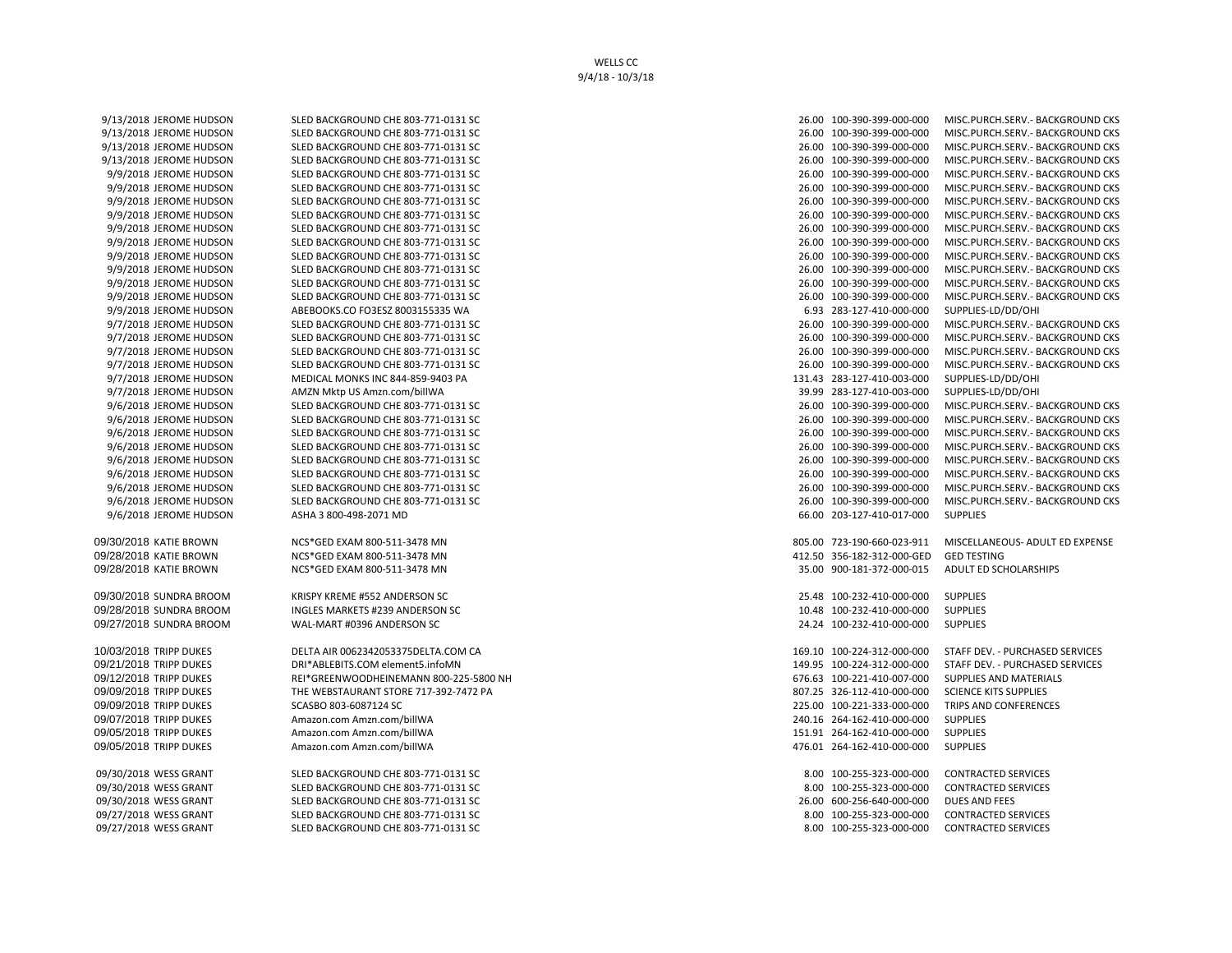WELLS CC
9/4/18 - 10/3/18

| Date | Name | Merchant | Amount | Account | Description |
|---|---|---|---|---|---|
| 9/13/2018 | JEROME HUDSON | SLED BACKGROUND CHE 803-771-0131 SC | 26.00 | 100-390-399-000-000 | MISC.PURCH.SERV.- BACKGROUND CKS |
| 9/13/2018 | JEROME HUDSON | SLED BACKGROUND CHE 803-771-0131 SC | 26.00 | 100-390-399-000-000 | MISC.PURCH.SERV.- BACKGROUND CKS |
| 9/13/2018 | JEROME HUDSON | SLED BACKGROUND CHE 803-771-0131 SC | 26.00 | 100-390-399-000-000 | MISC.PURCH.SERV.- BACKGROUND CKS |
| 9/13/2018 | JEROME HUDSON | SLED BACKGROUND CHE 803-771-0131 SC | 26.00 | 100-390-399-000-000 | MISC.PURCH.SERV.- BACKGROUND CKS |
| 9/9/2018 | JEROME HUDSON | SLED BACKGROUND CHE 803-771-0131 SC | 26.00 | 100-390-399-000-000 | MISC.PURCH.SERV.- BACKGROUND CKS |
| 9/9/2018 | JEROME HUDSON | SLED BACKGROUND CHE 803-771-0131 SC | 26.00 | 100-390-399-000-000 | MISC.PURCH.SERV.- BACKGROUND CKS |
| 9/9/2018 | JEROME HUDSON | SLED BACKGROUND CHE 803-771-0131 SC | 26.00 | 100-390-399-000-000 | MISC.PURCH.SERV.- BACKGROUND CKS |
| 9/9/2018 | JEROME HUDSON | SLED BACKGROUND CHE 803-771-0131 SC | 26.00 | 100-390-399-000-000 | MISC.PURCH.SERV.- BACKGROUND CKS |
| 9/9/2018 | JEROME HUDSON | SLED BACKGROUND CHE 803-771-0131 SC | 26.00 | 100-390-399-000-000 | MISC.PURCH.SERV.- BACKGROUND CKS |
| 9/9/2018 | JEROME HUDSON | SLED BACKGROUND CHE 803-771-0131 SC | 26.00 | 100-390-399-000-000 | MISC.PURCH.SERV.- BACKGROUND CKS |
| 9/9/2018 | JEROME HUDSON | SLED BACKGROUND CHE 803-771-0131 SC | 26.00 | 100-390-399-000-000 | MISC.PURCH.SERV.- BACKGROUND CKS |
| 9/9/2018 | JEROME HUDSON | SLED BACKGROUND CHE 803-771-0131 SC | 26.00 | 100-390-399-000-000 | MISC.PURCH.SERV.- BACKGROUND CKS |
| 9/9/2018 | JEROME HUDSON | SLED BACKGROUND CHE 803-771-0131 SC | 26.00 | 100-390-399-000-000 | MISC.PURCH.SERV.- BACKGROUND CKS |
| 9/9/2018 | JEROME HUDSON | SLED BACKGROUND CHE 803-771-0131 SC | 26.00 | 100-390-399-000-000 | MISC.PURCH.SERV.- BACKGROUND CKS |
| 9/9/2018 | JEROME HUDSON | ABEBOOKS.CO FO3ESZ 8003155335 WA | 6.93 | 283-127-410-000-000 | SUPPLIES-LD/DD/OHI |
| 9/7/2018 | JEROME HUDSON | SLED BACKGROUND CHE 803-771-0131 SC | 26.00 | 100-390-399-000-000 | MISC.PURCH.SERV.- BACKGROUND CKS |
| 9/7/2018 | JEROME HUDSON | SLED BACKGROUND CHE 803-771-0131 SC | 26.00 | 100-390-399-000-000 | MISC.PURCH.SERV.- BACKGROUND CKS |
| 9/7/2018 | JEROME HUDSON | SLED BACKGROUND CHE 803-771-0131 SC | 26.00 | 100-390-399-000-000 | MISC.PURCH.SERV.- BACKGROUND CKS |
| 9/7/2018 | JEROME HUDSON | SLED BACKGROUND CHE 803-771-0131 SC | 26.00 | 100-390-399-000-000 | MISC.PURCH.SERV.- BACKGROUND CKS |
| 9/7/2018 | JEROME HUDSON | MEDICAL MONKS INC 844-859-9403 PA | 131.43 | 283-127-410-003-000 | SUPPLIES-LD/DD/OHI |
| 9/7/2018 | JEROME HUDSON | AMZN Mktp US Amzn.com/billWA | 39.99 | 283-127-410-003-000 | SUPPLIES-LD/DD/OHI |
| 9/6/2018 | JEROME HUDSON | SLED BACKGROUND CHE 803-771-0131 SC | 26.00 | 100-390-399-000-000 | MISC.PURCH.SERV.- BACKGROUND CKS |
| 9/6/2018 | JEROME HUDSON | SLED BACKGROUND CHE 803-771-0131 SC | 26.00 | 100-390-399-000-000 | MISC.PURCH.SERV.- BACKGROUND CKS |
| 9/6/2018 | JEROME HUDSON | SLED BACKGROUND CHE 803-771-0131 SC | 26.00 | 100-390-399-000-000 | MISC.PURCH.SERV.- BACKGROUND CKS |
| 9/6/2018 | JEROME HUDSON | SLED BACKGROUND CHE 803-771-0131 SC | 26.00 | 100-390-399-000-000 | MISC.PURCH.SERV.- BACKGROUND CKS |
| 9/6/2018 | JEROME HUDSON | SLED BACKGROUND CHE 803-771-0131 SC | 26.00 | 100-390-399-000-000 | MISC.PURCH.SERV.- BACKGROUND CKS |
| 9/6/2018 | JEROME HUDSON | SLED BACKGROUND CHE 803-771-0131 SC | 26.00 | 100-390-399-000-000 | MISC.PURCH.SERV.- BACKGROUND CKS |
| 9/6/2018 | JEROME HUDSON | SLED BACKGROUND CHE 803-771-0131 SC | 26.00 | 100-390-399-000-000 | MISC.PURCH.SERV.- BACKGROUND CKS |
| 9/6/2018 | JEROME HUDSON | SLED BACKGROUND CHE 803-771-0131 SC | 26.00 | 100-390-399-000-000 | MISC.PURCH.SERV.- BACKGROUND CKS |
| 9/6/2018 | JEROME HUDSON | ASHA 3 800-498-2071 MD | 66.00 | 203-127-410-017-000 | SUPPLIES |
| | | | | | |
| 09/30/2018 | KATIE BROWN | NCS*GED EXAM 800-511-3478 MN | 805.00 | 723-190-660-023-911 | MISCELLANEOUS- ADULT ED EXPENSE |
| 09/28/2018 | KATIE BROWN | NCS*GED EXAM 800-511-3478 MN | 412.50 | 356-182-312-000-GED | GED TESTING |
| 09/28/2018 | KATIE BROWN | NCS*GED EXAM 800-511-3478 MN | 35.00 | 900-181-372-000-015 | ADULT ED SCHOLARSHIPS |
| | | | | | |
| 09/30/2018 | SUNDRA BROOM | KRISPY KREME #552 ANDERSON SC | 25.48 | 100-232-410-000-000 | SUPPLIES |
| 09/28/2018 | SUNDRA BROOM | INGLES MARKETS #239 ANDERSON SC | 10.48 | 100-232-410-000-000 | SUPPLIES |
| 09/27/2018 | SUNDRA BROOM | WAL-MART #0396 ANDERSON SC | 24.24 | 100-232-410-000-000 | SUPPLIES |
| | | | | | |
| 10/03/2018 | TRIPP DUKES | DELTA AIR 0062342053375DELTA.COM CA | 169.10 | 100-224-312-000-000 | STAFF DEV. - PURCHASED SERVICES |
| 09/21/2018 | TRIPP DUKES | DRI*ABLEBITS.COM element5.infoMN | 149.95 | 100-224-312-000-000 | STAFF DEV. - PURCHASED SERVICES |
| 09/12/2018 | TRIPP DUKES | REI*GREENWOODHEINEMANN 800-225-5800 NH | 676.63 | 100-221-410-007-000 | SUPPLIES AND MATERIALS |
| 09/09/2018 | TRIPP DUKES | THE WEBSTAURANT STORE 717-392-7472 PA | 807.25 | 326-112-410-000-000 | SCIENCE KITS SUPPLIES |
| 09/09/2018 | TRIPP DUKES | SCASBO 803-6087124 SC | 225.00 | 100-221-333-000-000 | TRIPS AND CONFERENCES |
| 09/07/2018 | TRIPP DUKES | Amazon.com Amzn.com/billWA | 240.16 | 264-162-410-000-000 | SUPPLIES |
| 09/05/2018 | TRIPP DUKES | Amazon.com Amzn.com/billWA | 151.91 | 264-162-410-000-000 | SUPPLIES |
| 09/05/2018 | TRIPP DUKES | Amazon.com Amzn.com/billWA | 476.01 | 264-162-410-000-000 | SUPPLIES |
| | | | | | |
| 09/30/2018 | WESS GRANT | SLED BACKGROUND CHE 803-771-0131 SC | 8.00 | 100-255-323-000-000 | CONTRACTED SERVICES |
| 09/30/2018 | WESS GRANT | SLED BACKGROUND CHE 803-771-0131 SC | 8.00 | 100-255-323-000-000 | CONTRACTED SERVICES |
| 09/30/2018 | WESS GRANT | SLED BACKGROUND CHE 803-771-0131 SC | 26.00 | 600-256-640-000-000 | DUES AND FEES |
| 09/27/2018 | WESS GRANT | SLED BACKGROUND CHE 803-771-0131 SC | 8.00 | 100-255-323-000-000 | CONTRACTED SERVICES |
| 09/27/2018 | WESS GRANT | SLED BACKGROUND CHE 803-771-0131 SC | 8.00 | 100-255-323-000-000 | CONTRACTED SERVICES |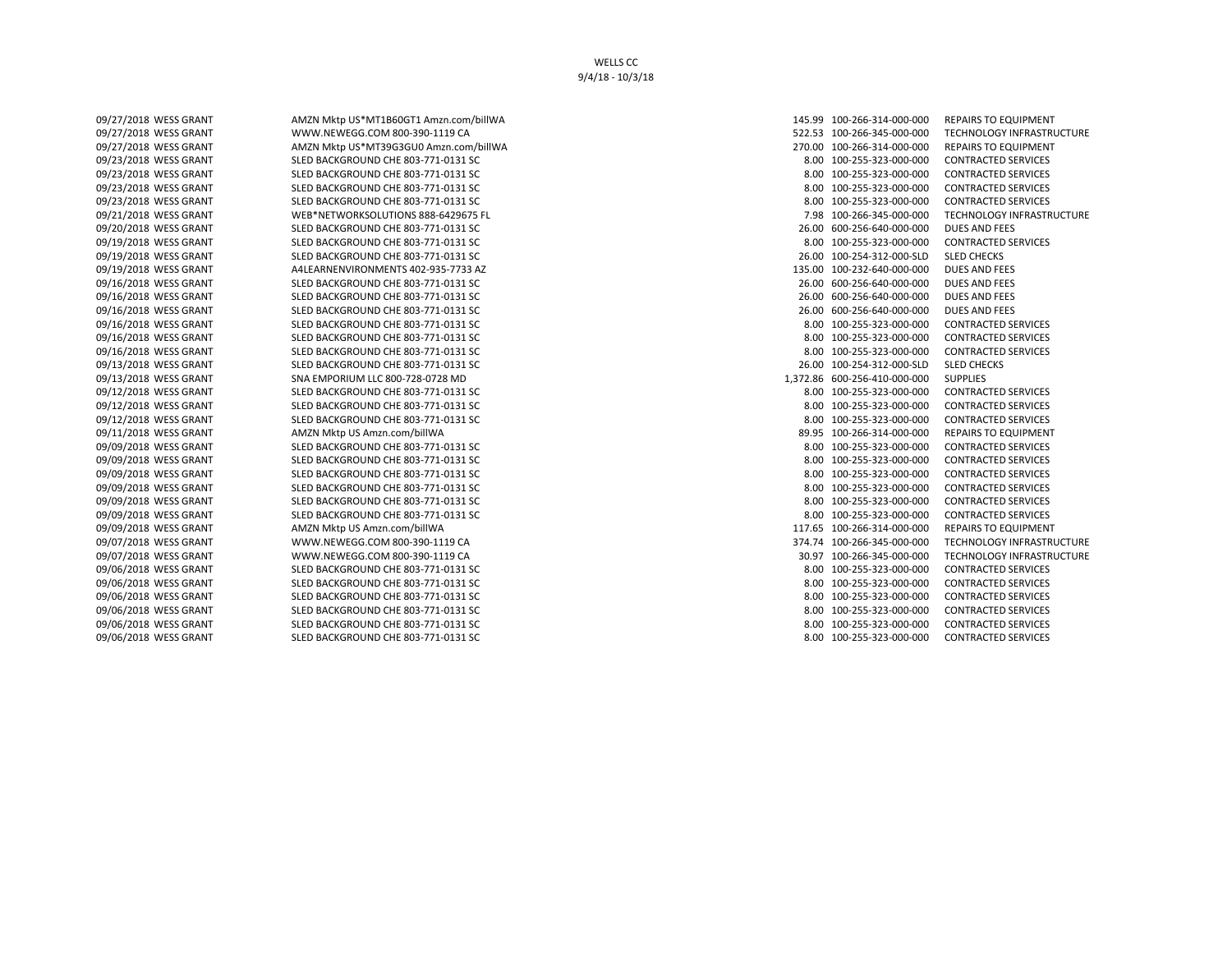WELLS CC
9/4/18 - 10/3/18

| | | | | | |
|---|---|---|---|---|---|
| 09/27/2018 | WESS GRANT | AMZN Mktp US*MT1B60GT1 Amzn.com/billWA | 145.99 | 100-266-314-000-000 | REPAIRS TO EQUIPMENT |
| 09/27/2018 | WESS GRANT | WWW.NEWEGG.COM 800-390-1119 CA | 522.53 | 100-266-345-000-000 | TECHNOLOGY INFRASTRUCTURE |
| 09/27/2018 | WESS GRANT | AMZN Mktp US*MT39G3GU0 Amzn.com/billWA | 270.00 | 100-266-314-000-000 | REPAIRS TO EQUIPMENT |
| 09/23/2018 | WESS GRANT | SLED BACKGROUND CHE 803-771-0131 SC | 8.00 | 100-255-323-000-000 | CONTRACTED SERVICES |
| 09/23/2018 | WESS GRANT | SLED BACKGROUND CHE 803-771-0131 SC | 8.00 | 100-255-323-000-000 | CONTRACTED SERVICES |
| 09/23/2018 | WESS GRANT | SLED BACKGROUND CHE 803-771-0131 SC | 8.00 | 100-255-323-000-000 | CONTRACTED SERVICES |
| 09/23/2018 | WESS GRANT | SLED BACKGROUND CHE 803-771-0131 SC | 8.00 | 100-255-323-000-000 | CONTRACTED SERVICES |
| 09/21/2018 | WESS GRANT | WEB*NETWORKSOLUTIONS 888-6429675 FL | 7.98 | 100-266-345-000-000 | TECHNOLOGY INFRASTRUCTURE |
| 09/20/2018 | WESS GRANT | SLED BACKGROUND CHE 803-771-0131 SC | 26.00 | 600-256-640-000-000 | DUES AND FEES |
| 09/19/2018 | WESS GRANT | SLED BACKGROUND CHE 803-771-0131 SC | 8.00 | 100-255-323-000-000 | CONTRACTED SERVICES |
| 09/19/2018 | WESS GRANT | SLED BACKGROUND CHE 803-771-0131 SC | 26.00 | 100-254-312-000-SLD | SLED CHECKS |
| 09/19/2018 | WESS GRANT | A4LEARNENVIRONMENTS 402-935-7733 AZ | 135.00 | 100-232-640-000-000 | DUES AND FEES |
| 09/16/2018 | WESS GRANT | SLED BACKGROUND CHE 803-771-0131 SC | 26.00 | 600-256-640-000-000 | DUES AND FEES |
| 09/16/2018 | WESS GRANT | SLED BACKGROUND CHE 803-771-0131 SC | 26.00 | 600-256-640-000-000 | DUES AND FEES |
| 09/16/2018 | WESS GRANT | SLED BACKGROUND CHE 803-771-0131 SC | 26.00 | 600-256-640-000-000 | DUES AND FEES |
| 09/16/2018 | WESS GRANT | SLED BACKGROUND CHE 803-771-0131 SC | 8.00 | 100-255-323-000-000 | CONTRACTED SERVICES |
| 09/16/2018 | WESS GRANT | SLED BACKGROUND CHE 803-771-0131 SC | 8.00 | 100-255-323-000-000 | CONTRACTED SERVICES |
| 09/16/2018 | WESS GRANT | SLED BACKGROUND CHE 803-771-0131 SC | 8.00 | 100-255-323-000-000 | CONTRACTED SERVICES |
| 09/13/2018 | WESS GRANT | SLED BACKGROUND CHE 803-771-0131 SC | 26.00 | 100-254-312-000-SLD | SLED CHECKS |
| 09/13/2018 | WESS GRANT | SNA EMPORIUM LLC 800-728-0728 MD | 1,372.86 | 600-256-410-000-000 | SUPPLIES |
| 09/12/2018 | WESS GRANT | SLED BACKGROUND CHE 803-771-0131 SC | 8.00 | 100-255-323-000-000 | CONTRACTED SERVICES |
| 09/12/2018 | WESS GRANT | SLED BACKGROUND CHE 803-771-0131 SC | 8.00 | 100-255-323-000-000 | CONTRACTED SERVICES |
| 09/12/2018 | WESS GRANT | SLED BACKGROUND CHE 803-771-0131 SC | 8.00 | 100-255-323-000-000 | CONTRACTED SERVICES |
| 09/11/2018 | WESS GRANT | AMZN Mktp US Amzn.com/billWA | 89.95 | 100-266-314-000-000 | REPAIRS TO EQUIPMENT |
| 09/09/2018 | WESS GRANT | SLED BACKGROUND CHE 803-771-0131 SC | 8.00 | 100-255-323-000-000 | CONTRACTED SERVICES |
| 09/09/2018 | WESS GRANT | SLED BACKGROUND CHE 803-771-0131 SC | 8.00 | 100-255-323-000-000 | CONTRACTED SERVICES |
| 09/09/2018 | WESS GRANT | SLED BACKGROUND CHE 803-771-0131 SC | 8.00 | 100-255-323-000-000 | CONTRACTED SERVICES |
| 09/09/2018 | WESS GRANT | SLED BACKGROUND CHE 803-771-0131 SC | 8.00 | 100-255-323-000-000 | CONTRACTED SERVICES |
| 09/09/2018 | WESS GRANT | SLED BACKGROUND CHE 803-771-0131 SC | 8.00 | 100-255-323-000-000 | CONTRACTED SERVICES |
| 09/09/2018 | WESS GRANT | SLED BACKGROUND CHE 803-771-0131 SC | 8.00 | 100-255-323-000-000 | CONTRACTED SERVICES |
| 09/09/2018 | WESS GRANT | AMZN Mktp US Amzn.com/billWA | 117.65 | 100-266-314-000-000 | REPAIRS TO EQUIPMENT |
| 09/07/2018 | WESS GRANT | WWW.NEWEGG.COM 800-390-1119 CA | 374.74 | 100-266-345-000-000 | TECHNOLOGY INFRASTRUCTURE |
| 09/07/2018 | WESS GRANT | WWW.NEWEGG.COM 800-390-1119 CA | 30.97 | 100-266-345-000-000 | TECHNOLOGY INFRASTRUCTURE |
| 09/06/2018 | WESS GRANT | SLED BACKGROUND CHE 803-771-0131 SC | 8.00 | 100-255-323-000-000 | CONTRACTED SERVICES |
| 09/06/2018 | WESS GRANT | SLED BACKGROUND CHE 803-771-0131 SC | 8.00 | 100-255-323-000-000 | CONTRACTED SERVICES |
| 09/06/2018 | WESS GRANT | SLED BACKGROUND CHE 803-771-0131 SC | 8.00 | 100-255-323-000-000 | CONTRACTED SERVICES |
| 09/06/2018 | WESS GRANT | SLED BACKGROUND CHE 803-771-0131 SC | 8.00 | 100-255-323-000-000 | CONTRACTED SERVICES |
| 09/06/2018 | WESS GRANT | SLED BACKGROUND CHE 803-771-0131 SC | 8.00 | 100-255-323-000-000 | CONTRACTED SERVICES |
| 09/06/2018 | WESS GRANT | SLED BACKGROUND CHE 803-771-0131 SC | 8.00 | 100-255-323-000-000 | CONTRACTED SERVICES |